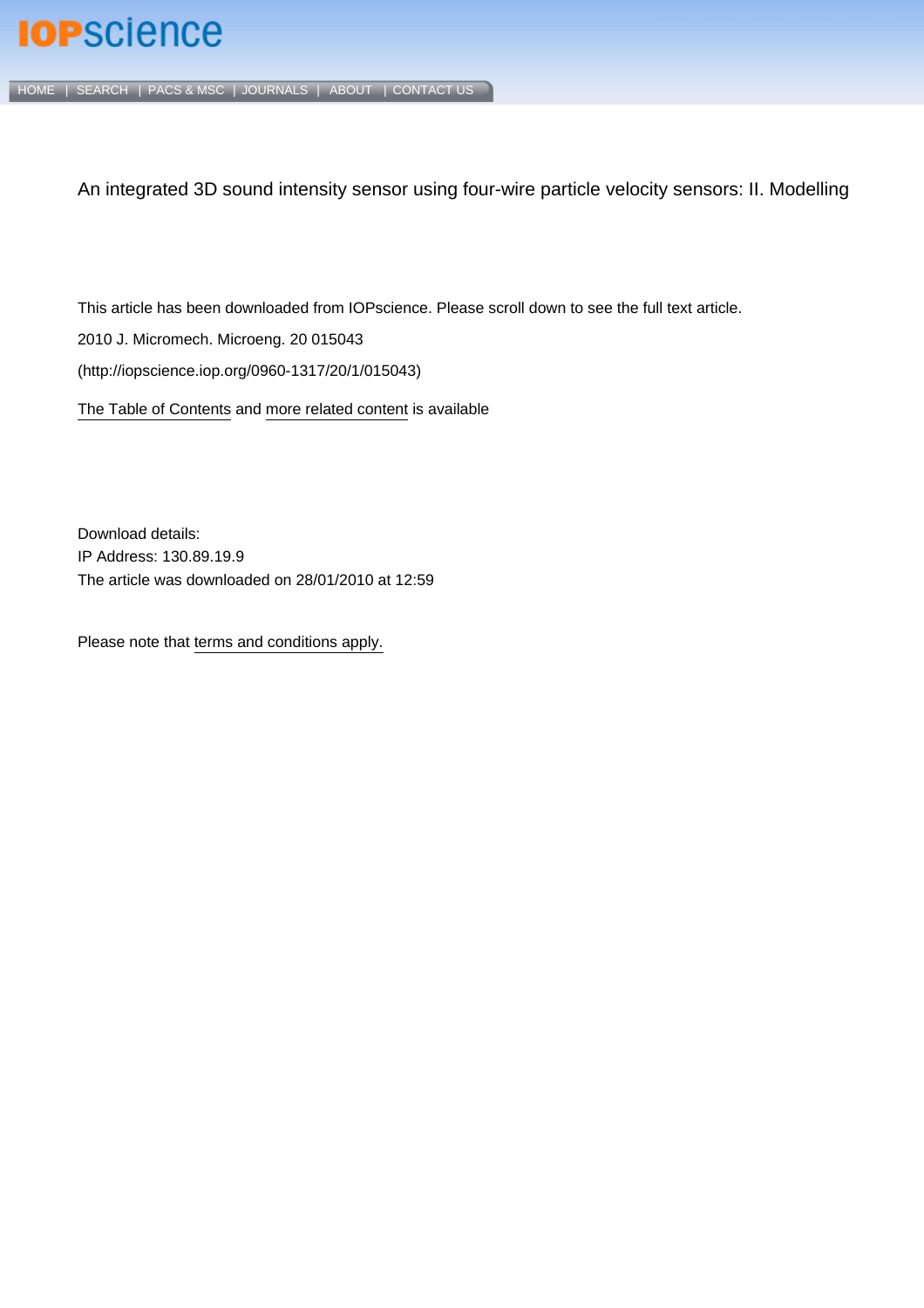IOPscience

HOME | SEARCH | PACS & MSC | JOURNALS | ABOUT | CONTACT US

# An integrated 3D sound intensity sensor using four-wire particle velocity sensors: II. Modelling

This article has been downloaded from IOPscience. Please scroll down to see the full text article.

2010 J. Micromech. Microeng. 20 015043

(http://iopscience.iop.org/0960-1317/20/1/015043)

The Table of Contents and more related content is available

Download details:
IP Address: 130.89.19.9
The article was downloaded on 28/01/2010 at 12:59

Please note that terms and conditions apply.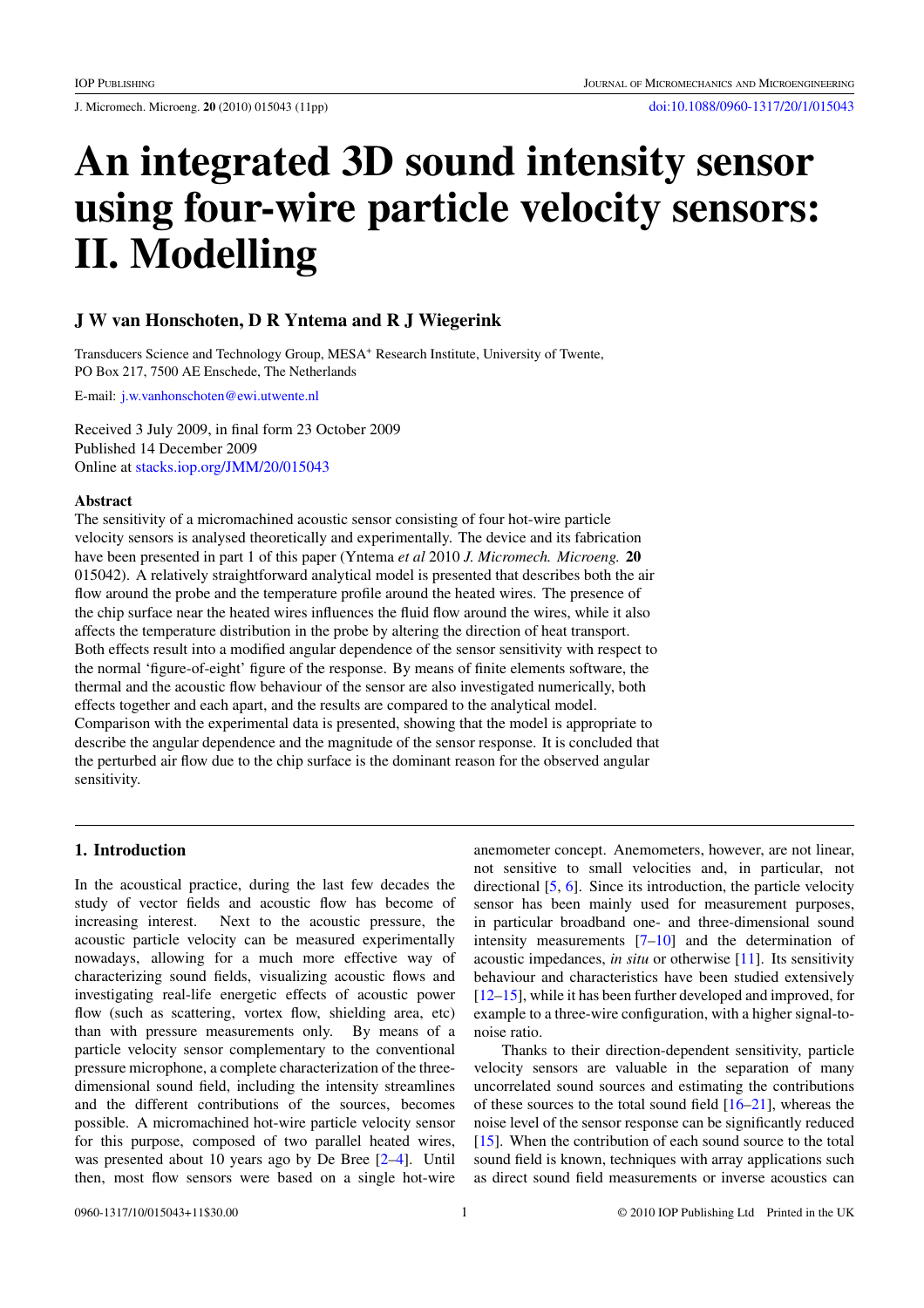# An integrated 3D sound intensity sensor using four-wire particle velocity sensors: II. Modelling

## J W van Honschoten, D R Yntema and R J Wiegerink

Transducers Science and Technology Group, MESA+ Research Institute, University of Twente, PO Box 217, 7500 AE Enschede, The Netherlands

E-mail: j.w.vanhonschoten@ewi.utwente.nl

Received 3 July 2009, in final form 23 October 2009
Published 14 December 2009
Online at stacks.iop.org/JMM/20/015043

### Abstract

The sensitivity of a micromachined acoustic sensor consisting of four hot-wire particle velocity sensors is analysed theoretically and experimentally. The device and its fabrication have been presented in part 1 of this paper (Yntema *et al* 2010 *J. Micromech. Microeng.* **20** 015042). A relatively straightforward analytical model is presented that describes both the air flow around the probe and the temperature profile around the heated wires. The presence of the chip surface near the heated wires influences the fluid flow around the wires, while it also affects the temperature distribution in the probe by altering the direction of heat transport. Both effects result into a modified angular dependence of the sensor sensitivity with respect to the normal 'figure-of-eight' figure of the response. By means of finite elements software, the thermal and the acoustic flow behaviour of the sensor are also investigated numerically, both effects together and each apart, and the results are compared to the analytical model. Comparison with the experimental data is presented, showing that the model is appropriate to describe the angular dependence and the magnitude of the sensor response. It is concluded that the perturbed air flow due to the chip surface is the dominant reason for the observed angular sensitivity.

## 1. Introduction

In the acoustical practice, during the last few decades the study of vector fields and acoustic flow has become of increasing interest. Next to the acoustic pressure, the acoustic particle velocity can be measured experimentally nowadays, allowing for a much more effective way of characterizing sound fields, visualizing acoustic flows and investigating real-life energetic effects of acoustic power flow (such as scattering, vortex flow, shielding area, etc) than with pressure measurements only. By means of a particle velocity sensor complementary to the conventional pressure microphone, a complete characterization of the three-dimensional sound field, including the intensity streamlines and the different contributions of the sources, becomes possible. A micromachined hot-wire particle velocity sensor for this purpose, composed of two parallel heated wires, was presented about 10 years ago by De Bree [2–4]. Until then, most flow sensors were based on a single hot-wire anemometer concept. Anemometers, however, are not linear, not sensitive to small velocities and, in particular, not directional [5, 6]. Since its introduction, the particle velocity sensor has been mainly used for measurement purposes, in particular broadband one- and three-dimensional sound intensity measurements [7–10] and the determination of acoustic impedances, *in situ* or otherwise [11]. Its sensitivity behaviour and characteristics have been studied extensively [12–15], while it has been further developed and improved, for example to a three-wire configuration, with a higher signal-to-noise ratio.

Thanks to their direction-dependent sensitivity, particle velocity sensors are valuable in the separation of many uncorrelated sound sources and estimating the contributions of these sources to the total sound field [16–21], whereas the noise level of the sensor response can be significantly reduced [15]. When the contribution of each sound source to the total sound field is known, techniques with array applications such as direct sound field measurements or inverse acoustics can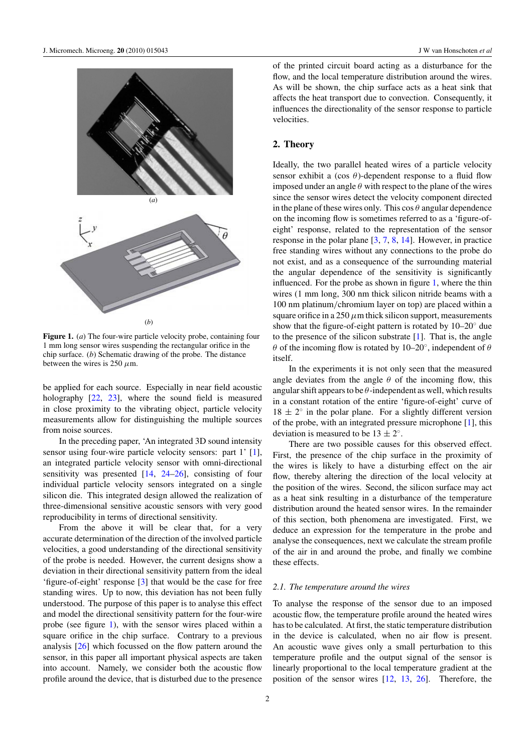(a)

(b)

**Figure 1.** (*a*) The four-wire particle velocity probe, containing four 1 mm long sensor wires suspending the rectangular orifice in the chip surface. (*b*) Schematic drawing of the probe. The distance between the wires is 250 $\mu$m.

be applied for each source. Especially in near field acoustic holography [22, 23], where the sound field is measured in close proximity to the vibrating object, particle velocity measurements allow for distinguishing the multiple sources from noise sources.

In the preceding paper, 'An integrated 3D sound intensity sensor using four-wire particle velocity sensors: part 1' [1], an integrated particle velocity sensor with omni-directional sensitivity was presented [14, 24–26], consisting of four individual particle velocity sensors integrated on a single silicon die. This integrated design allowed the realization of three-dimensional sensitive acoustic sensors with very good reproducibility in terms of directional sensitivity.

From the above it will be clear that, for a very accurate determination of the direction of the involved particle velocities, a good understanding of the directional sensitivity of the probe is needed. However, the current designs show a deviation in their directional sensitivity pattern from the ideal 'figure-of-eight' response [3] that would be the case for free standing wires. Up to now, this deviation has not been fully understood. The purpose of this paper is to analyse this effect and model the directional sensitivity pattern for the four-wire probe (see figure 1), with the sensor wires placed within a square orifice in the chip surface. Contrary to a previous analysis [26] which focussed on the flow pattern around the sensor, in this paper all important physical aspects are taken into account. Namely, we consider both the acoustic flow profile around the device, that is disturbed due to the presence of the printed circuit board acting as a disturbance for the flow, and the local temperature distribution around the wires. As will be shown, the chip surface acts as a heat sink that affects the heat transport due to convection. Consequently, it influences the directionality of the sensor response to particle velocities.

## 2. Theory

Ideally, the two parallel heated wires of a particle velocity sensor exhibit a ($\cos\theta$)-dependent response to a fluid flow imposed under an angle $\theta$ with respect to the plane of the wires since the sensor wires detect the velocity component directed in the plane of these wires only. This $\cos\theta$ angular dependence on the incoming flow is sometimes referred to as a 'figure-of-eight' response, related to the representation of the sensor response in the polar plane [3, 7, 8, 14]. However, in practice free standing wires without any connections to the probe do not exist, and as a consequence of the surrounding material the angular dependence of the sensitivity is significantly influenced. For the probe as shown in figure 1, where the thin wires (1 mm long, 300 nm thick silicon nitride beams with a 100 nm platinum/chromium layer on top) are placed within a square orifice in a 250 $\mu$m thick silicon support, measurements show that the figure-of-eight pattern is rotated by 10–20° due to the presence of the silicon substrate [1]. That is, the angle $\theta$ of the incoming flow is rotated by 10–20°, independent of $\theta$ itself.

In the experiments it is not only seen that the measured angle deviates from the angle $\theta$ of the incoming flow, this angular shift appears to be $\theta$-independent as well, which results in a constant rotation of the entire 'figure-of-eight' curve of $18 \pm 2°$ in the polar plane. For a slightly different version of the probe, with an integrated pressure microphone [1], this deviation is measured to be $13 \pm 2°$.

There are two possible causes for this observed effect. First, the presence of the chip surface in the proximity of the wires is likely to have a disturbing effect on the air flow, thereby altering the direction of the local velocity at the position of the wires. Second, the silicon surface may act as a heat sink resulting in a disturbance of the temperature distribution around the heated sensor wires. In the remainder of this section, both phenomena are investigated. First, we deduce an expression for the temperature in the probe and analyse the consequences, next we calculate the stream profile of the air in and around the probe, and finally we combine these effects.

### *2.1. The temperature around the wires*

To analyse the response of the sensor due to an imposed acoustic flow, the temperature profile around the heated wires has to be calculated. At first, the static temperature distribution in the device is calculated, when no air flow is present. An acoustic wave gives only a small perturbation to this temperature profile and the output signal of the sensor is linearly proportional to the local temperature gradient at the position of the sensor wires [12, 13, 26]. Therefore, the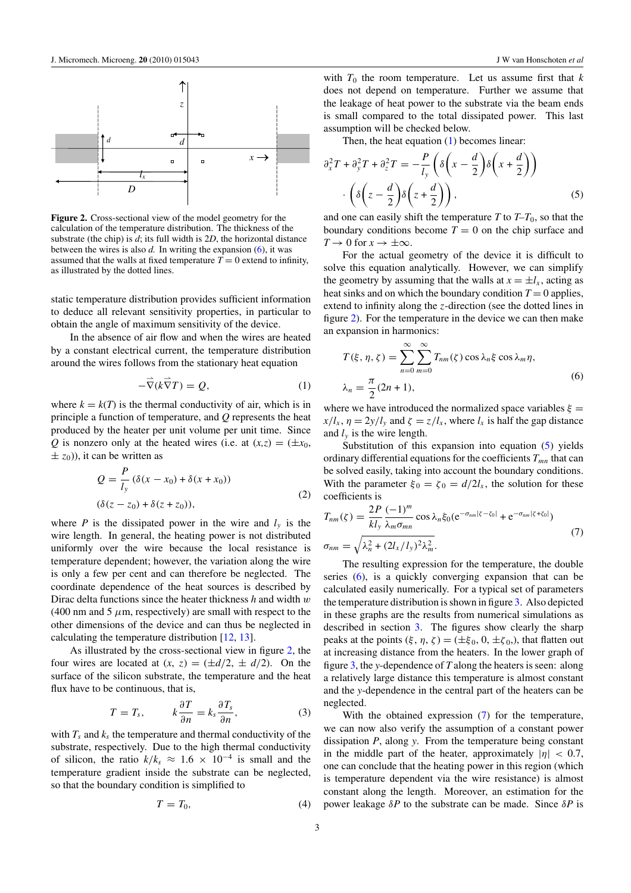**Figure 2.** Cross-sectional view of the model geometry for the calculation of the temperature distribution. The thickness of the substrate (the chip) is $d$; its full width is $2D$, the horizontal distance between the wires is also $d$. In writing the expansion (6), it was assumed that the walls at fixed temperature $T = 0$ extend to infinity, as illustrated by the dotted lines.

static temperature distribution provides sufficient information to deduce all relevant sensitivity properties, in particular to obtain the angle of maximum sensitivity of the device.

In the absence of air flow and when the wires are heated by a constant electrical current, the temperature distribution around the wires follows from the stationary heat equation

$$-\vec{\nabla}(k\vec{\nabla}T) = Q, \tag{1}$$

where $k = k(T)$ is the thermal conductivity of air, which is in principle a function of temperature, and $Q$ represents the heat produced by the heater per unit volume per unit time. Since $Q$ is nonzero only at the heated wires (i.e. at $(x,z) = (\pm x_0, \pm z_0)$), it can be written as

$$Q = \frac{P}{l_y}(\delta(x - x_0) + \delta(x + x_0))$$
$$(\delta(z - z_0) + \delta(z + z_0)), \tag{2}$$

where $P$ is the dissipated power in the wire and $l_y$ is the wire length. In general, the heating power is not distributed uniformly over the wire because the local resistance is temperature dependent; however, the variation along the wire is only a few per cent and can therefore be neglected. The coordinate dependence of the heat sources is described by Dirac delta functions since the heater thickness $h$ and width $w$ (400 nm and 5 $\mu$m, respectively) are small with respect to the other dimensions of the device and can thus be neglected in calculating the temperature distribution [12, 13].

As illustrated by the cross-sectional view in figure 2, the four wires are located at $(x, z) = (\pm d/2, \pm d/2)$. On the surface of the silicon substrate, the temperature and the heat flux have to be continuous, that is,

$$T = T_s, \qquad k\frac{\partial T}{\partial n} = k_s\frac{\partial T_s}{\partial n}, \tag{3}$$

with $T_s$ and $k_s$ the temperature and thermal conductivity of the substrate, respectively. Due to the high thermal conductivity of silicon, the ratio $k/k_s \approx 1.6 \times 10^{-4}$ is small and the temperature gradient inside the substrate can be neglected, so that the boundary condition is simplified to

$$T = T_0, \tag{4}$$

with $T_0$ the room temperature. Let us assume first that $k$ does not depend on temperature. Further we assume that the leakage of heat power to the substrate via the beam ends is small compared to the total dissipated power. This last assumption will be checked below.

Then, the heat equation (1) becomes linear:

$$\partial_x^2 T + \partial_y^2 T + \partial_z^2 T = -\frac{P}{l_y}\left(\delta\left(x - \frac{d}{2}\right)\delta\left(x + \frac{d}{2}\right)\right)$$
$$\cdot\left(\delta\left(z - \frac{d}{2}\right)\delta\left(z + \frac{d}{2}\right)\right), \tag{5}$$

and one can easily shift the temperature $T$ to $T$–$T_0$, so that the boundary conditions become $T = 0$ on the chip surface and $T \to 0$ for $x \to \pm\infty$.

For the actual geometry of the device it is difficult to solve this equation analytically. However, we can simplify the geometry by assuming that the walls at $x = \pm l_x$, acting as heat sinks and on which the boundary condition $T = 0$ applies, extend to infinity along the $z$-direction (see the dotted lines in figure 2). For the temperature in the device we can then make an expansion in harmonics:

$$T(\xi, \eta, \zeta) = \sum_{n=0}^{\infty}\sum_{m=0}^{\infty} T_{nm}(\zeta)\cos\lambda_n\xi\cos\lambda_m\eta,$$
$$\lambda_n = \frac{\pi}{2}(2n + 1), \tag{6}$$

where we have introduced the normalized space variables $\xi = x/l_x$, $\eta = 2y/l_y$ and $\zeta = z/l_x$, where $l_x$ is half the gap distance and $l_y$ is the wire length.

Substitution of this expansion into equation (5) yields ordinary differential equations for the coefficients $T_{mn}$ that can be solved easily, taking into account the boundary conditions. With the parameter $\xi_0 = \zeta_0 = d/2l_x$, the solution for these coefficients is

$$T_{nm}(\zeta) = \frac{2P}{kl_y}\frac{(-1)^m}{\lambda_m\sigma_{mn}}\cos\lambda_n\xi_0(\mathrm{e}^{-\sigma_{nm}|\zeta-\zeta_0|} + \mathrm{e}^{-\sigma_{nm}|\zeta+\zeta_0|})$$
$$\sigma_{nm} = \sqrt{\lambda_n^2 + (2l_x/l_y)^2\lambda_m^2}. \tag{7}$$

The resulting expression for the temperature, the double series (6), is a quickly converging expansion that can be calculated easily numerically. For a typical set of parameters the temperature distribution is shown in figure 3. Also depicted in these graphs are the results from numerical simulations as described in section 3. The figures show clearly the sharp peaks at the points $(\xi, \eta, \zeta) = (\pm\xi_0, 0, \pm\zeta_0,)$, that flatten out at increasing distance from the heaters. In the lower graph of figure 3, the $y$-dependence of $T$ along the heaters is seen: along a relatively large distance this temperature is almost constant and the $y$-dependence in the central part of the heaters can be neglected.

With the obtained expression (7) for the temperature, we can now also verify the assumption of a constant power dissipation $P$, along $y$. From the temperature being constant in the middle part of the heater, approximately $|\eta| < 0.7$, one can conclude that the heating power in this region (which is temperature dependent via the wire resistance) is almost constant along the length. Moreover, an estimation for the power leakage $\delta P$ to the substrate can be made. Since $\delta P$ is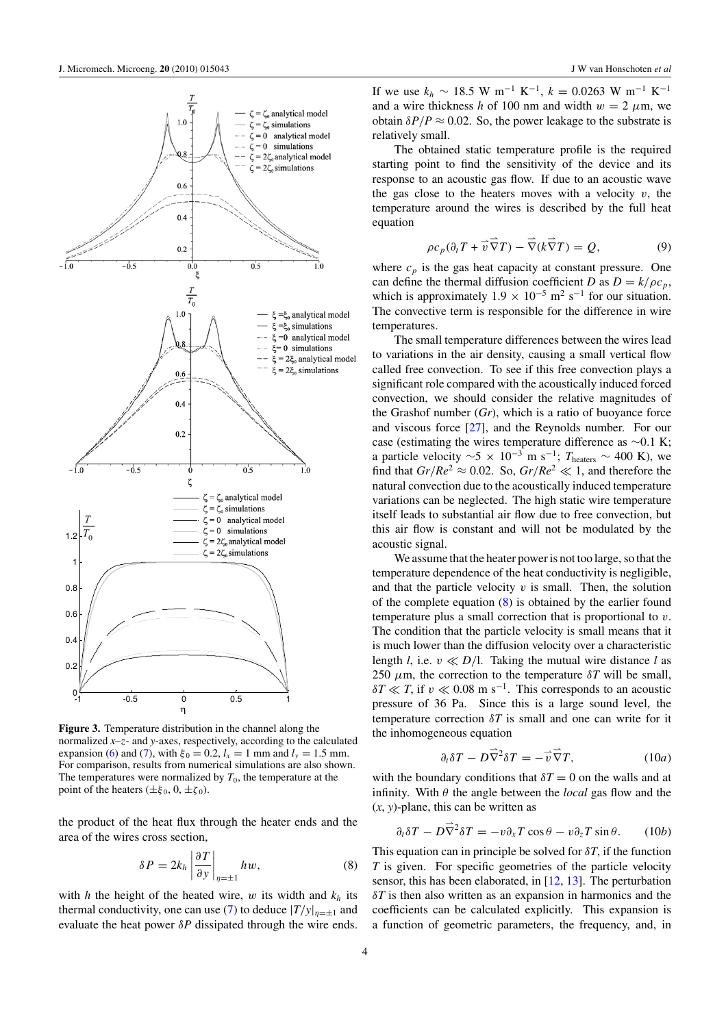**Figure 3.** Temperature distribution in the channel along the normalized *x*–*z*- and *y*-axes, respectively, according to the calculated expansion (6) and (7), with $\xi_0 = 0.2$, $l_x = 1$ mm and $l_y = 1.5$ mm. For comparison, results from numerical simulations are also shown. The temperatures were normalized by $T_0$, the temperature at the point of the heaters $(\pm\xi_0, 0, \pm\zeta_0)$.

the product of the heat flux through the heater ends and the area of the wires cross section,

$$\delta P = 2k_h \left|\frac{\partial T}{\partial y}\right|_{\eta=\pm 1} hw, \tag{8}$$

with $h$ the height of the heated wire, $w$ its width and $k_h$ its thermal conductivity, one can use (7) to deduce $|T/y|_{\eta=\pm 1}$ and evaluate the heat power $\delta P$ dissipated through the wire ends. If we use $k_h \sim 18.5$ W m$^{-1}$ K$^{-1}$, $k = 0.0263$ W m$^{-1}$ K$^{-1}$ and a wire thickness $h$ of 100 nm and width $w = 2$ $\mu$m, we obtain $\delta P/P \approx 0.02$. So, the power leakage to the substrate is relatively small.

The obtained static temperature profile is the required starting point to find the sensitivity of the device and its response to an acoustic gas flow. If due to an acoustic wave the gas close to the heaters moves with a velocity $v$, the temperature around the wires is described by the full heat equation

$$\rho c_p(\partial_t T + \vec{v}\vec{\nabla}T) - \vec{\nabla}(k\vec{\nabla}T) = Q, \tag{9}$$

where $c_p$ is the gas heat capacity at constant pressure. One can define the thermal diffusion coefficient $D$ as $D = k/\rho c_p$, which is approximately $1.9 \times 10^{-5}$ m$^2$ s$^{-1}$ for our situation. The convective term is responsible for the difference in wire temperatures.

The small temperature differences between the wires lead to variations in the air density, causing a small vertical flow called free convection. To see if this free convection plays a significant role compared with the acoustically induced forced convection, we should consider the relative magnitudes of the Grashof number (*Gr*), which is a ratio of buoyance force and viscous force [27], and the Reynolds number. For our case (estimating the wires temperature difference as ~0.1 K; a particle velocity $\sim 5 \times 10^{-3}$ m s$^{-1}$; $T_{\text{heaters}} \sim 400$ K), we find that $Gr/Re^2 \approx 0.02$. So, $Gr/Re^2 \ll 1$, and therefore the natural convection due to the acoustically induced temperature variations can be neglected. The high static wire temperature itself leads to substantial air flow due to free convection, but this air flow is constant and will not be modulated by the acoustic signal.

We assume that the heater power is not too large, so that the temperature dependence of the heat conductivity is negligible, and that the particle velocity $v$ is small. Then, the solution of the complete equation (8) is obtained by the earlier found temperature plus a small correction that is proportional to $v$. The condition that the particle velocity is small means that it is much lower than the diffusion velocity over a characteristic length $l$, i.e. $v \ll D/l$. Taking the mutual wire distance $l$ as 250 $\mu$m, the correction to the temperature $\delta T$ will be small, $\delta T \ll T$, if $v \ll 0.08$ m s$^{-1}$. This corresponds to an acoustic pressure of 36 Pa. Since this is a large sound level, the temperature correction $\delta T$ is small and one can write for it the inhomogeneous equation

$$\partial_t \delta T - D\vec{\nabla}^2 \delta T = -\vec{v}\vec{\nabla}T, \tag{10a}$$

with the boundary conditions that $\delta T = 0$ on the walls and at infinity. With $\theta$ the angle between the *local* gas flow and the $(x, y)$-plane, this can be written as

$$\partial_t \delta T - D\vec{\nabla}^2 \delta T = -v\partial_x T \cos\theta - v\partial_z T \sin\theta. \tag{10b}$$

This equation can in principle be solved for $\delta T$, if the function $T$ is given. For specific geometries of the particle velocity sensor, this has been elaborated, in [12, 13]. The perturbation $\delta T$ is then also written as an expansion in harmonics and the coefficients can be calculated explicitly. This expansion is a function of geometric parameters, the frequency, and, in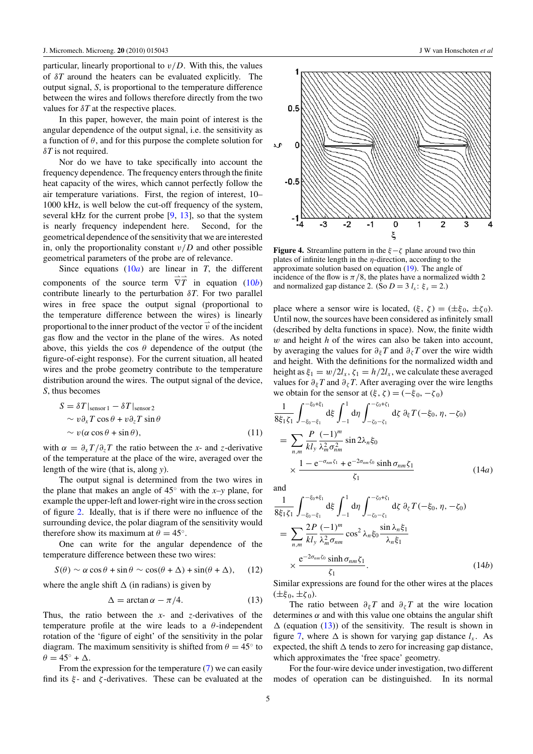particular, linearly proportional to $v/D$. With this, the values of $\delta T$ around the heaters can be evaluated explicitly. The output signal, $S$, is proportional to the temperature difference between the wires and follows therefore directly from the two values for $\delta T$ at the respective places.

In this paper, however, the main point of interest is the angular dependence of the output signal, i.e. the sensitivity as a function of $\theta$, and for this purpose the complete solution for $\delta T$ is not required.

Nor do we have to take specifically into account the frequency dependence. The frequency enters through the finite heat capacity of the wires, which cannot perfectly follow the air temperature variations. First, the region of interest, 10–1000 kHz, is well below the cut-off frequency of the system, several kHz for the current probe [9, 13], so that the system is nearly frequency independent here. Second, for the geometrical dependence of the sensitivity that we are interested in, only the proportionality constant $v/D$ and other possible geometrical parameters of the probe are of relevance.

Since equations (10*a*) are linear in $T$, the different components of the source term $\vec{\nabla}\vec{T}$ in equation (10*b*) contribute linearly to the perturbation $\delta T$. For two parallel wires in free space the output signal (proportional to the temperature difference between the wires) is linearly proportional to the inner product of the vector $\vec{v}$ of the incident gas flow and the vector in the plane of the wires. As noted above, this yields the $\cos\theta$ dependence of the output (the figure-of-eight response). For the current situation, all heated wires and the probe geometry contribute to the temperature distribution around the wires. The output signal of the device, $S$, thus becomes

$$
\begin{aligned}
S &= \delta T|_{\text{sensor 1}} - \delta T|_{\text{sensor 2}} \\
&\sim v\partial_x T\cos\theta + v\partial_z T\sin\theta \\
&\sim v(\alpha\cos\theta + \sin\theta),
\end{aligned}
\tag{11}
$$

with $\alpha = \partial_x T/\partial_z T$ the ratio between the $x$- and $z$-derivative of the temperature at the place of the wire, averaged over the length of the wire (that is, along $y$).

The output signal is determined from the two wires in the plane that makes an angle of 45° with the $x$–$y$ plane, for example the upper-left and lower-right wire in the cross section of figure 2. Ideally, that is if there were no influence of the surrounding device, the polar diagram of the sensitivity would therefore show its maximum at $\theta = 45°$.

One can write for the angular dependence of the temperature difference between these two wires:

$$
S(\theta) \sim \alpha\cos\theta + \sin\theta \sim \cos(\theta + \Delta) + \sin(\theta + \Delta), \tag{12}
$$

where the angle shift $\Delta$ (in radians) is given by

$$
\Delta = \arctan\alpha - \pi/4. \tag{13}
$$

Thus, the ratio between the $x$- and $z$-derivatives of the temperature profile at the wire leads to a $\theta$-independent rotation of the 'figure of eight' of the sensitivity in the polar diagram. The maximum sensitivity is shifted from $\theta = 45°$ to $\theta = 45° + \Delta$.

From the expression for the temperature (7) we can easily find its $\xi$- and $\zeta$-derivatives. These can be evaluated at the place where a sensor wire is located, $(\xi, \zeta) = (\pm\xi_0, \pm\zeta_0)$. Until now, the sources have been considered as infinitely small (described by delta functions in space). Now, the finite width $w$ and height $h$ of the wires can also be taken into account, by averaging the values for $\partial_\xi T$ and $\partial_\zeta T$ over the wire width and height. With the definitions for the normalized width and height as $\xi_1 = w/2l_x$, $\zeta_1 = h/2l_x$, we calculate these averaged values for $\partial_\xi T$ and $\partial_\zeta T$. After averaging over the wire lengths we obtain for the sensor at $(\xi, \zeta) = (-\xi_0, -\zeta_0)$

$$
\begin{aligned}
&\frac{1}{8\xi_1\zeta_1}\int_{-\xi_0-\xi_1}^{-\xi_0+\xi_1} d\xi \int_{-1}^{1} d\eta \int_{-\zeta_0-\zeta_1}^{-\zeta_0+\zeta_1} d\zeta\ \partial_\xi T(-\xi_0, \eta, -\zeta_0) \\
&= \sum_{n,m} \frac{P}{kl_y}\frac{(-1)^m}{\lambda_m^2\sigma_{nm}^2}\sin 2\lambda_n\xi_0 \\
&\times \frac{1 - e^{-\sigma_{nm}\zeta_1} + e^{-2\sigma_{nm}\zeta_0}\sinh\sigma_{nm}\zeta_1}{\zeta_1}
\end{aligned}
\tag{14a}
$$

and

$$
\begin{aligned}
&\frac{1}{8\xi_1\zeta_1}\int_{-\xi_0-\xi_1}^{-\xi_0+\xi_1} d\xi \int_{-1}^{1} d\eta \int_{-\zeta_0-\zeta_1}^{-\zeta_0+\zeta_1} d\zeta\ \partial_\zeta T(-\xi_0, \eta, -\zeta_0) \\
&= \sum_{n,m} \frac{2P}{kl_y}\frac{(-1)^m}{\lambda_m^2\sigma_{nm}}\cos^2\lambda_n\xi_0\frac{\sin\lambda_n\xi_1}{\lambda_n\xi_1} \\
&\times \frac{e^{-2\sigma_{nm}\zeta_0}\sinh\sigma_{nm}\zeta_1}{\zeta_1}.
\end{aligned}
\tag{14b}
$$

Similar expressions are found for the other wires at the places $(\pm\xi_0, \pm\zeta_0)$.

The ratio between $\partial_\xi T$ and $\partial_\zeta T$ at the wire location determines $\alpha$ and with this value one obtains the angular shift $\Delta$ (equation (13)) of the sensitivity. The result is shown in figure 7, where $\Delta$ is shown for varying gap distance $l_x$. As expected, the shift $\Delta$ tends to zero for increasing gap distance, which approximates the 'free space' geometry.

For the four-wire device under investigation, two different modes of operation can be distinguished. In its normal

**Figure 4.** Streamline pattern in the $\xi$–$\zeta$ plane around two thin plates of infinite length in the $\eta$-direction, according to the approximate solution based on equation (19). The angle of incidence of the flow is $\pi/8$, the plates have a normalized width 2 and normalized gap distance 2. (So $D = 3\,l_x$: $\xi_s = 2$.)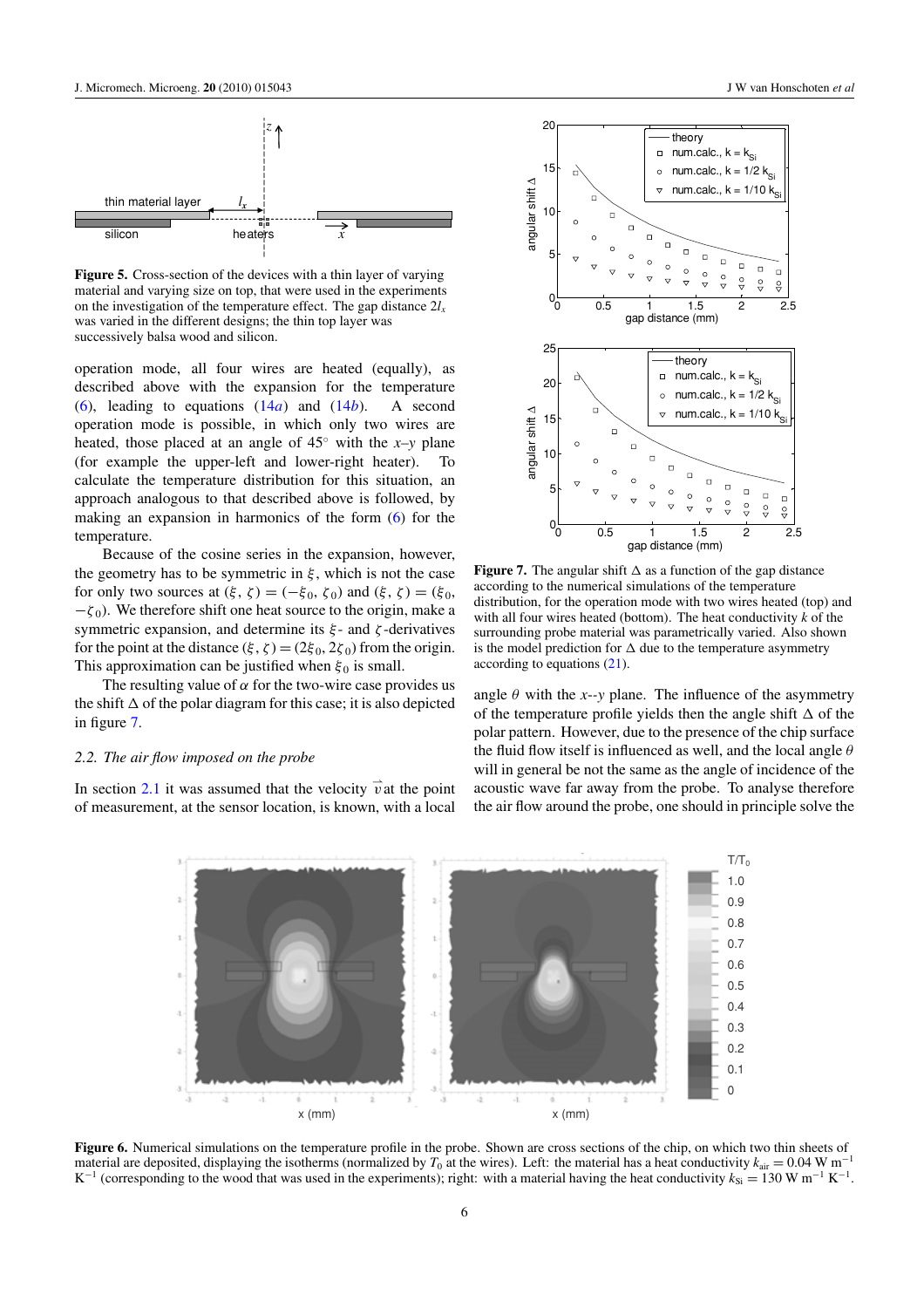**Figure 5.** Cross-section of the devices with a thin layer of varying material and varying size on top, that were used in the experiments on the investigation of the temperature effect. The gap distance $2l_x$ was varied in the different designs; the thin top layer was successively balsa wood and silicon.

operation mode, all four wires are heated (equally), as described above with the expansion for the temperature (6), leading to equations (14*a*) and (14*b*). A second operation mode is possible, in which only two wires are heated, those placed at an angle of 45° with the $x$–$y$ plane (for example the upper-left and lower-right heater). To calculate the temperature distribution for this situation, an approach analogous to that described above is followed, by making an expansion in harmonics of the form (6) for the temperature.

Because of the cosine series in the expansion, however, the geometry has to be symmetric in $\xi$, which is not the case for only two sources at $(\xi, \zeta) = (-\xi_0, \zeta_0)$ and $(\xi, \zeta) = (\xi_0, -\zeta_0)$. We therefore shift one heat source to the origin, make a symmetric expansion, and determine its $\xi$- and $\zeta$-derivatives for the point at the distance $(\xi, \zeta) = (2\xi_0, 2\zeta_0)$ from the origin. This approximation can be justified when $\xi_0$ is small.

The resulting value of $\alpha$ for the two-wire case provides us the shift $\Delta$ of the polar diagram for this case; it is also depicted in figure 7.

### 2.2. The air flow imposed on the probe

In section 2.1 it was assumed that the velocity $\vec{v}$ at the point of measurement, at the sensor location, is known, with a local angle $\theta$ with the $x$--$y$ plane. The influence of the asymmetry of the temperature profile yields then the angle shift $\Delta$ of the polar pattern. However, due to the presence of the chip surface the fluid flow itself is influenced as well, and the local angle $\theta$ will in general be not the same as the angle of incidence of the acoustic wave far away from the probe. To analyse therefore the air flow around the probe, one should in principle solve the

**Figure 7.** The angular shift $\Delta$ as a function of the gap distance according to the numerical simulations of the temperature distribution, for the operation mode with two wires heated (top) and with all four wires heated (bottom). The heat conductivity $k$ of the surrounding probe material was parametrically varied. Also shown is the model prediction for $\Delta$ due to the temperature asymmetry according to equations (21).

**Figure 6.** Numerical simulations on the temperature profile in the probe. Shown are cross sections of the chip, on which two thin sheets of material are deposited, displaying the isotherms (normalized by $T_0$ at the wires). Left: the material has a heat conductivity $k_{air} = 0.04$ W m$^{-1}$ K$^{-1}$ (corresponding to the wood that was used in the experiments); right: with a material having the heat conductivity $k_{Si} = 130$ W m$^{-1}$ K$^{-1}$.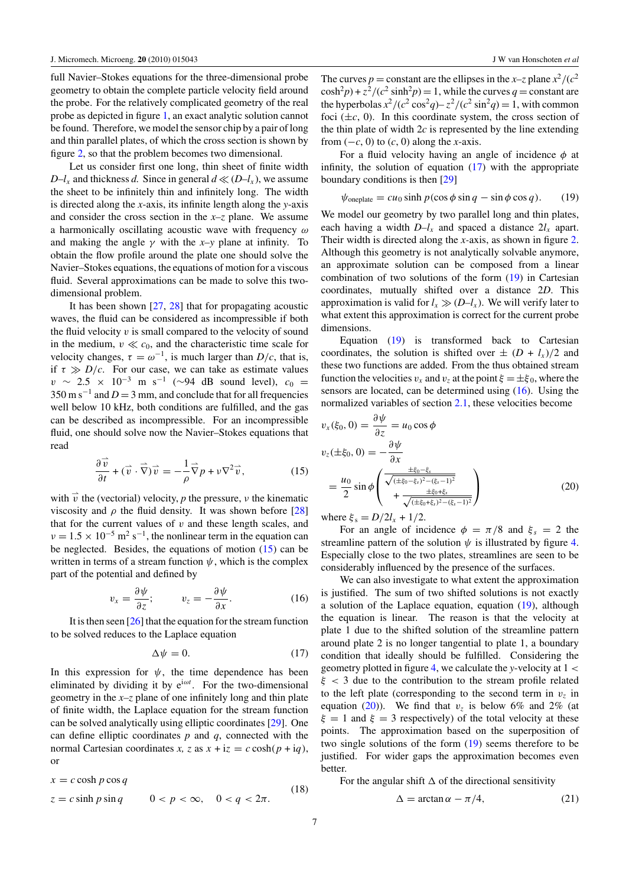full Navier–Stokes equations for the three-dimensional probe geometry to obtain the complete particle velocity field around the probe. For the relatively complicated geometry of the real probe as depicted in figure 1, an exact analytic solution cannot be found. Therefore, we model the sensor chip by a pair of long and thin parallel plates, of which the cross section is shown by figure 2, so that the problem becomes two dimensional.

Let us consider first one long, thin sheet of finite width $D$–$l_x$ and thickness $d$. Since in general $d \ll (D$–$l_x)$, we assume the sheet to be infinitely thin and infinitely long. The width is directed along the $x$-axis, its infinite length along the $y$-axis and consider the cross section in the $x$–$z$ plane. We assume a harmonically oscillating acoustic wave with frequency $\omega$ and making the angle $\gamma$ with the $x$–$y$ plane at infinity. To obtain the flow profile around the plate one should solve the Navier–Stokes equations, the equations of motion for a viscous fluid. Several approximations can be made to solve this two-dimensional problem.

It has been shown [27, 28] that for propagating acoustic waves, the fluid can be considered as incompressible if both the fluid velocity $v$ is small compared to the velocity of sound in the medium, $v \ll c_0$, and the characteristic time scale for velocity changes, $\tau = \omega^{-1}$, is much larger than $D/c$, that is, if $\tau \gg D/c$. For our case, we can take as estimate values $v \sim 2.5 \times 10^{-3}$ m s$^{-1}$ (~94 dB sound level), $c_0 = 350$ m s$^{-1}$ and $D = 3$ mm, and conclude that for all frequencies well below 10 kHz, both conditions are fulfilled, and the gas can be described as incompressible. For an incompressible fluid, one should solve now the Navier–Stokes equations that read

$$\frac{\partial \vec{v}}{\partial t} + (\vec{v}\cdot\vec{\nabla})\vec{v} = -\frac{1}{\rho}\vec{\nabla} p + \nu \nabla^2 \vec{v}, \tag{15}$$

with $\vec{v}$ the (vectorial) velocity, $p$ the pressure, $\nu$ the kinematic viscosity and $\rho$ the fluid density. It was shown before [28] that for the current values of $v$ and these length scales, and $\nu = 1.5 \times 10^{-5}$ m$^2$ s$^{-1}$, the nonlinear term in the equation can be neglected. Besides, the equations of motion (15) can be written in terms of a stream function $\psi$, which is the complex part of the potential and defined by

$$v_x = \frac{\partial \psi}{\partial z}; \qquad v_z = -\frac{\partial \psi}{\partial x}. \tag{16}$$

It is then seen [26] that the equation for the stream function to be solved reduces to the Laplace equation

$$\Delta \psi = 0. \tag{17}$$

In this expression for $\psi$, the time dependence has been eliminated by dividing it by $e^{i\omega t}$. For the two-dimensional geometry in the $x$–$z$ plane of one infinitely long and thin plate of finite width, the Laplace equation for the stream function can be solved analytically using elliptic coordinates [29]. One can define elliptic coordinates $p$ and $q$, connected with the normal Cartesian coordinates $x$, $z$ as $x + iz = c\cosh(p + iq)$, or

$$\begin{aligned} x &= c\cosh p \cos q \\ z &= c \sinh p \sin q \qquad 0 < p < \infty, \quad 0 < q < 2\pi. \end{aligned} \tag{18}$$

The curves $p$ = constant are the ellipses in the $x$–$z$ plane $x^2/(c^2\cosh^2 p) + z^2/(c^2 \sinh^2 p) = 1$, while the curves $q$ = constant are the hyperbolas $x^2/(c^2\cos^2 q) - z^2/(c^2 \sin^2 q) = 1$, with common foci ($\pm c$, 0). In this coordinate system, the cross section of the thin plate of width $2c$ is represented by the line extending from ($-c$, 0) to ($c$, 0) along the $x$-axis.

For a fluid velocity having an angle of incidence $\phi$ at infinity, the solution of equation (17) with the appropriate boundary conditions is then [29]

$$\psi_{\text{oneplate}} = c u_0 \sinh p(\cos\phi \sin q - \sin\phi\cos q). \tag{19}$$

We model our geometry by two parallel long and thin plates, each having a width $D$–$l_x$ and spaced a distance $2l_x$ apart. Their width is directed along the $x$-axis, as shown in figure 2. Although this geometry is not analytically solvable anymore, an approximate solution can be composed from a linear combination of two solutions of the form (19) in Cartesian coordinates, mutually shifted over a distance $2D$. This approximation is valid for $l_x \gg (D$–$l_x)$. We will verify later to what extent this approximation is correct for the current probe dimensions.

Equation (19) is transformed back to Cartesian coordinates, the solution is shifted over $\pm$ $(D + l_x)/2$ and these two functions are added. From the thus obtained stream function the velocities $v_x$ and $v_z$ at the point $\xi = \pm\xi_0$, where the sensors are located, can be determined using (16). Using the normalized variables of section 2.1, these velocities become

$$\begin{aligned} v_x(\xi_0, 0) &= \frac{\partial \psi}{\partial z} = u_0 \cos\phi \\ v_z(\pm\xi_0, 0) &= -\frac{\partial \psi}{\partial x} \\ &= \frac{u_0}{2}\sin\phi\left(\frac{\pm\xi_0 - \xi_s}{\sqrt{(\pm\xi_0-\xi_s)^2-(\xi_s-1)^2}} + \frac{\pm\xi_0+\xi_s}{\sqrt{(\pm\xi_0+\xi_s)^2-(\xi_s-1)^2}}\right) \end{aligned} \tag{20}$$

where $\xi_s = D/2l_x + 1/2$.

For an angle of incidence $\phi = \pi/8$ and $\xi_s = 2$ the streamline pattern of the solution $\psi$ is illustrated by figure 4. Especially close to the two plates, streamlines are seen to be considerably influenced by the presence of the surfaces.

We can also investigate to what extent the approximation is justified. The sum of two shifted solutions is not exactly a solution of the Laplace equation, equation (19), although the equation is linear. The reason is that the velocity at plate 1 due to the shifted solution of the streamline pattern around plate 2 is no longer tangential to plate 1, a boundary condition that ideally should be fulfilled. Considering the geometry plotted in figure 4, we calculate the $y$-velocity at $1 < \xi < 3$ due to the contribution to the stream profile related to the left plate (corresponding to the second term in $v_z$ in equation (20)). We find that $v_z$ is below 6% and 2% (at $\xi = 1$ and $\xi = 3$ respectively) of the total velocity at these points. The approximation based on the superposition of two single solutions of the form (19) seems therefore to be justified. For wider gaps the approximation becomes even better.

For the angular shift $\Delta$ of the directional sensitivity

$$\Delta = \arctan\alpha - \pi/4, \tag{21}$$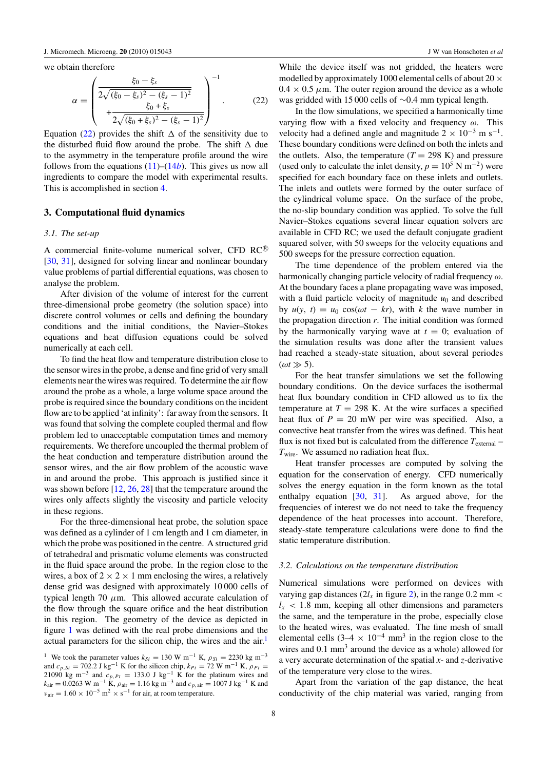we obtain therefore

$$\alpha = \left( \frac{\xi_0 - \xi_s}{2\sqrt{(\xi_0 - \xi_s)^2 - (\xi_s - 1)^2}} + \frac{\xi_0 + \xi_s}{2\sqrt{(\xi_0 + \xi_s)^2 - (\xi_s - 1)^2}} \right)^{-1}. \tag{22}$$

Equation (22) provides the shift $\Delta$ of the sensitivity due to the disturbed fluid flow around the probe. The shift $\Delta$ due to the asymmetry in the temperature profile around the wire follows from the equations (11)–(14*b*). This gives us now all ingredients to compare the model with experimental results. This is accomplished in section 4.

## 3. Computational fluid dynamics

### *3.1. The set-up*

A commercial finite-volume numerical solver, CFD RC® [30, 31], designed for solving linear and nonlinear boundary value problems of partial differential equations, was chosen to analyse the problem.

After division of the volume of interest for the current three-dimensional probe geometry (the solution space) into discrete control volumes or cells and defining the boundary conditions and the initial conditions, the Navier–Stokes equations and heat diffusion equations could be solved numerically at each cell.

To find the heat flow and temperature distribution close to the sensor wires in the probe, a dense and fine grid of very small elements near the wires was required. To determine the air flow around the probe as a whole, a large volume space around the probe is required since the boundary conditions on the incident flow are to be applied 'at infinity': far away from the sensors. It was found that solving the complete coupled thermal and flow problem led to unacceptable computation times and memory requirements. We therefore uncoupled the thermal problem of the heat conduction and temperature distribution around the sensor wires, and the air flow problem of the acoustic wave in and around the probe. This approach is justified since it was shown before [12, 26, 28] that the temperature around the wires only affects slightly the viscosity and particle velocity in these regions.

For the three-dimensional heat probe, the solution space was defined as a cylinder of 1 cm length and 1 cm diameter, in which the probe was positioned in the centre. A structured grid of tetrahedral and prismatic volume elements was constructed in the fluid space around the probe. In the region close to the wires, a box of $2 \times 2 \times 1$ mm enclosing the wires, a relatively dense grid was designed with approximately 10 000 cells of typical length 70 $\mu$m. This allowed accurate calculation of the flow through the square orifice and the heat distribution in this region. The geometry of the device as depicted in figure 1 was defined with the real probe dimensions and the actual parameters for the silicon chip, the wires and the air.[1]

[1] We took the parameter values $k_{Si} = 130$ W m$^{-1}$ K, $\rho_{Si} = 2230$ kg m$^{-3}$ and $c_{p,Si} = 702.2$ J kg$^{-1}$ K for the silicon chip, $k_{Pt} = 72$ W m$^{-1}$ K, $\rho_{Pt} = 21090$ kg m$^{-3}$ and $c_{p,Pt} = 133.0$ J kg$^{-1}$ K for the platinum wires and $k_{\mathrm{air}} = 0.0263$ W m$^{-1}$ K, $\rho_{\mathrm{air}} = 1.16$ kg m$^{-3}$ and $c_{p,\mathrm{air}} = 1007$ J kg$^{-1}$ K and $\nu_{\mathrm{air}} = 1.60 \times 10^{-5}$ m$^2 \times$ s$^{-1}$ for air, at room temperature.

While the device itself was not gridded, the heaters were modelled by approximately 1000 elemental cells of about $20 \times 0.4 \times 0.5$ $\mu$m. The outer region around the device as a whole was gridded with 15 000 cells of ~0.4 mm typical length.

In the flow simulations, we specified a harmonically time varying flow with a fixed velocity and frequency $\omega$. This velocity had a defined angle and magnitude $2 \times 10^{-3}$ m s$^{-1}$. These boundary conditions were defined on both the inlets and the outlets. Also, the temperature ($T = 298$ K) and pressure (used only to calculate the inlet density, $p = 10^5$ N m$^{-2}$) were specified for each boundary face on these inlets and outlets. The inlets and outlets were formed by the outer surface of the cylindrical volume space. On the surface of the probe, the no-slip boundary condition was applied. To solve the full Navier–Stokes equations several linear equation solvers are available in CFD RC; we used the default conjugate gradient squared solver, with 50 sweeps for the velocity equations and 500 sweeps for the pressure correction equation.

The time dependence of the problem entered via the harmonically changing particle velocity of radial frequency $\omega$. At the boundary faces a plane propagating wave was imposed, with a fluid particle velocity of magnitude $u_0$ and described by $u(y, t) = u_0 \cos(\omega t - kr)$, with $k$ the wave number in the propagation direction $r$. The initial condition was formed by the harmonically varying wave at $t = 0$; evaluation of the simulation results was done after the transient values had reached a steady-state situation, about several periodes ($\omega t \gg 5$).

For the heat transfer simulations we set the following boundary conditions. On the device surfaces the isothermal heat flux boundary condition in CFD allowed us to fix the temperature at $T = 298$ K. At the wire surfaces a specified heat flux of $P = 20$ mW per wire was specified. Also, a convective heat transfer from the wires was defined. This heat flux is not fixed but is calculated from the difference $T_{\mathrm{external}} - T_{\mathrm{wire}}$. We assumed no radiation heat flux.

Heat transfer processes are computed by solving the equation for the conservation of energy. CFD numerically solves the energy equation in the form known as the total enthalpy equation [30, 31]. As argued above, for the frequencies of interest we do not need to take the frequency dependence of the heat processes into account. Therefore, steady-state temperature calculations were done to find the static temperature distribution.

### *3.2. Calculations on the temperature distribution*

Numerical simulations were performed on devices with varying gap distances ($2l_x$ in figure 2), in the range 0.2 mm $< l_x <$ 1.8 mm, keeping all other dimensions and parameters the same, and the temperature in the probe, especially close to the heated wires, was evaluated. The fine mesh of small elemental cells ($3$–$4 \times 10^{-4}$ mm$^3$ in the region close to the wires and 0.1 mm$^3$ around the device as a whole) allowed for a very accurate determination of the spatial $x$- and $z$-derivative of the temperature very close to the wires.

Apart from the variation of the gap distance, the heat conductivity of the chip material was varied, ranging from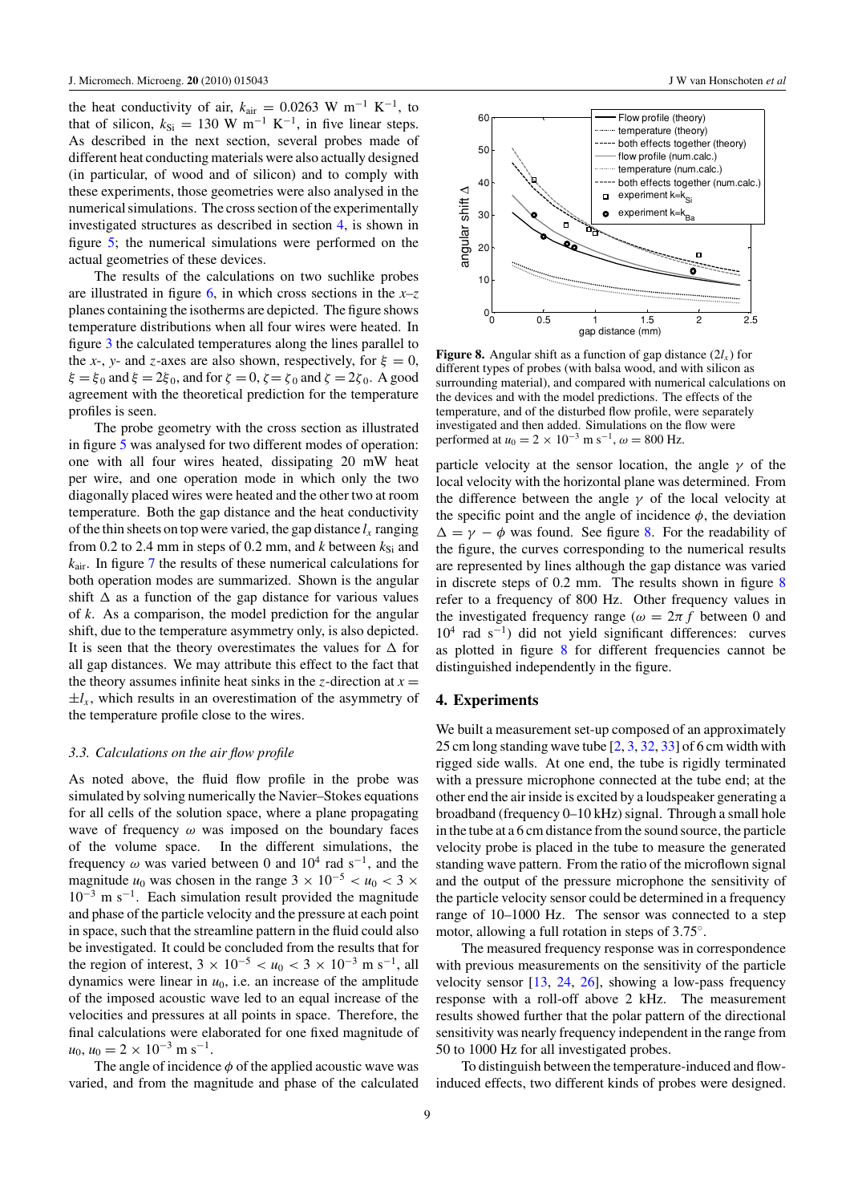the heat conductivity of air, $k_{air} = 0.0263$ W m$^{-1}$ K$^{-1}$, to that of silicon, $k_{Si} = 130$ W m$^{-1}$ K$^{-1}$, in five linear steps. As described in the next section, several probes made of different heat conducting materials were also actually designed (in particular, of wood and of silicon) and to comply with these experiments, those geometries were also analysed in the numerical simulations. The cross section of the experimentally investigated structures as described in section 4, is shown in figure 5; the numerical simulations were performed on the actual geometries of these devices.

The results of the calculations on two suchlike probes are illustrated in figure 6, in which cross sections in the $x$–$z$ planes containing the isotherms are depicted. The figure shows temperature distributions when all four wires were heated. In figure 3 the calculated temperatures along the lines parallel to the $x$-, $y$- and $z$-axes are also shown, respectively, for $\xi = 0$, $\xi = \xi_0$ and $\xi = 2\xi_0$, and for $\zeta = 0$, $\zeta = \zeta_0$ and $\zeta = 2\zeta_0$. A good agreement with the theoretical prediction for the temperature profiles is seen.

The probe geometry with the cross section as illustrated in figure 5 was analysed for two different modes of operation: one with all four wires heated, dissipating 20 mW heat per wire, and one operation mode in which only the two diagonally placed wires were heated and the other two at room temperature. Both the gap distance and the heat conductivity of the thin sheets on top were varied, the gap distance $l_x$ ranging from 0.2 to 2.4 mm in steps of 0.2 mm, and $k$ between $k_{Si}$ and $k_{air}$. In figure 7 the results of these numerical calculations for both operation modes are summarized. Shown is the angular shift $\Delta$ as a function of the gap distance for various values of $k$. As a comparison, the model prediction for the angular shift, due to the temperature asymmetry only, is also depicted. It is seen that the theory overestimates the values for $\Delta$ for all gap distances. We may attribute this effect to the fact that the theory assumes infinite heat sinks in the $z$-direction at $x = \pm l_x$, which results in an overestimation of the asymmetry of the temperature profile close to the wires.

### 3.3. Calculations on the air flow profile

As noted above, the fluid flow profile in the probe was simulated by solving numerically the Navier–Stokes equations for all cells of the solution space, where a plane propagating wave of frequency $\omega$ was imposed on the boundary faces of the volume space. In the different simulations, the frequency $\omega$ was varied between 0 and $10^4$ rad s$^{-1}$, and the magnitude $u_0$ was chosen in the range $3 \times 10^{-5} < u_0 < 3 \times 10^{-3}$ m s$^{-1}$. Each simulation result provided the magnitude and phase of the particle velocity and the pressure at each point in space, such that the streamline pattern in the fluid could also be investigated. It could be concluded from the results that for the region of interest, $3 \times 10^{-5} < u_0 < 3 \times 10^{-3}$ m s$^{-1}$, all dynamics were linear in $u_0$, i.e. an increase of the amplitude of the imposed acoustic wave led to an equal increase of the velocities and pressures at all points in space. Therefore, the final calculations were elaborated for one fixed magnitude of $u_0$, $u_0 = 2 \times 10^{-3}$ m s$^{-1}$.

The angle of incidence $\phi$ of the applied acoustic wave was varied, and from the magnitude and phase of the calculated particle velocity at the sensor location, the angle $\gamma$ of the local velocity with the horizontal plane was determined. From the difference between the angle $\gamma$ of the local velocity at the specific point and the angle of incidence $\phi$, the deviation $\Delta = \gamma - \phi$ was found. See figure 8. For the readability of the figure, the curves corresponding to the numerical results are represented by lines although the gap distance was varied in discrete steps of 0.2 mm. The results shown in figure 8 refer to a frequency of 800 Hz. Other frequency values in the investigated frequency range ($\omega = 2\pi f$ between 0 and $10^4$ rad s$^{-1}$) did not yield significant differences: curves as plotted in figure 8 for different frequencies cannot be distinguished independently in the figure.

**Figure 8.** Angular shift as a function of gap distance ($2l_x$) for different types of probes (with balsa wood, and with silicon as surrounding material), and compared with numerical calculations on the devices and with the model predictions. The effects of the temperature, and of the disturbed flow profile, were separately investigated and then added. Simulations on the flow were performed at $u_0 = 2 \times 10^{-3}$ m s$^{-1}$, $\omega = 800$ Hz.

## 4. Experiments

We built a measurement set-up composed of an approximately 25 cm long standing wave tube [2, 3, 32, 33] of 6 cm width with rigged side walls. At one end, the tube is rigidly terminated with a pressure microphone connected at the tube end; at the other end the air inside is excited by a loudspeaker generating a broadband (frequency 0–10 kHz) signal. Through a small hole in the tube at a 6 cm distance from the sound source, the particle velocity probe is placed in the tube to measure the generated standing wave pattern. From the ratio of the microflown signal and the output of the pressure microphone the sensitivity of the particle velocity sensor could be determined in a frequency range of 10–1000 Hz. The sensor was connected to a step motor, allowing a full rotation in steps of 3.75°.

The measured frequency response was in correspondence with previous measurements on the sensitivity of the particle velocity sensor [13, 24, 26], showing a low-pass frequency response with a roll-off above 2 kHz. The measurement results showed further that the polar pattern of the directional sensitivity was nearly frequency independent in the range from 50 to 1000 Hz for all investigated probes.

To distinguish between the temperature-induced and flow-induced effects, two different kinds of probes were designed.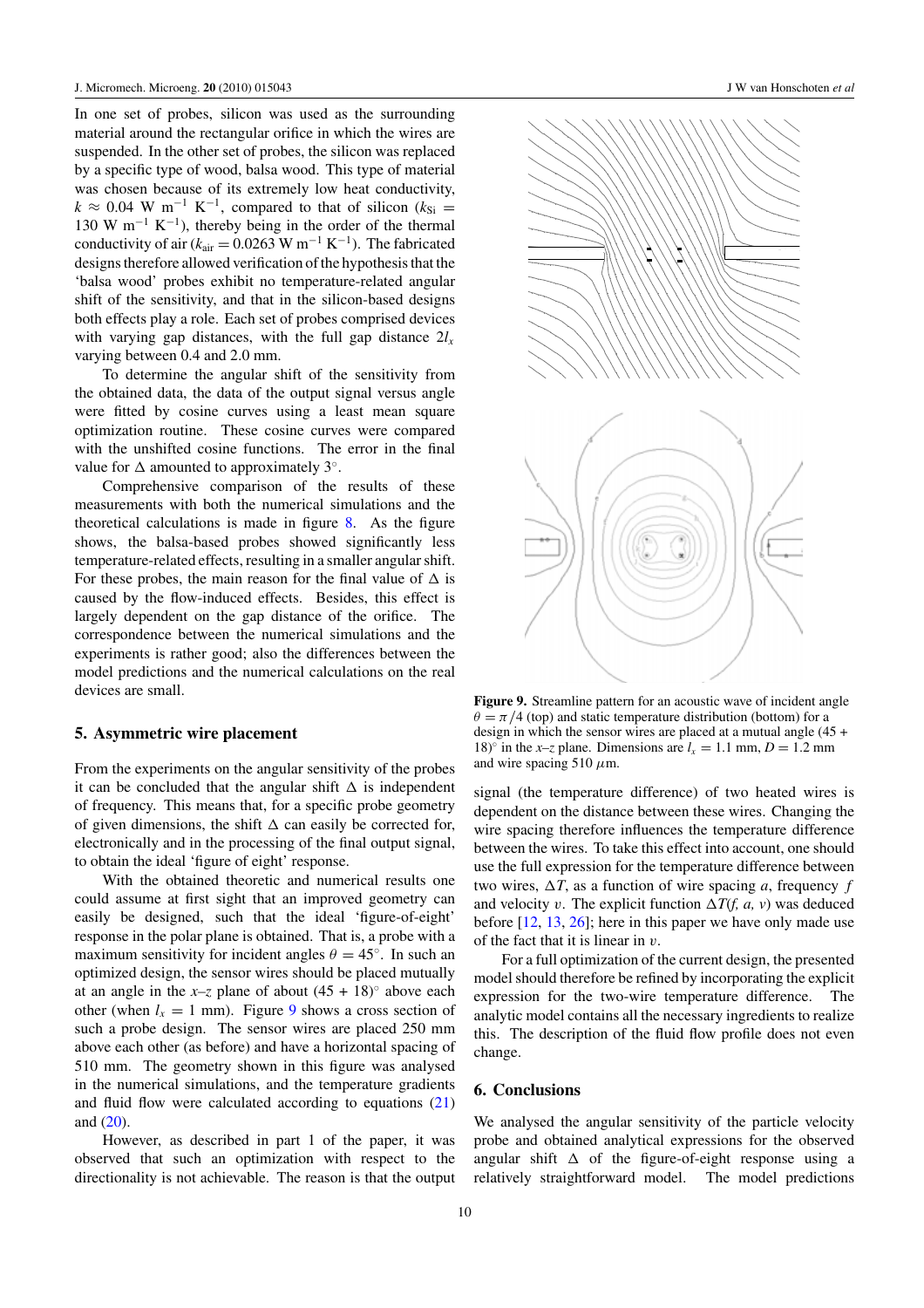In one set of probes, silicon was used as the surrounding material around the rectangular orifice in which the wires are suspended. In the other set of probes, the silicon was replaced by a specific type of wood, balsa wood. This type of material was chosen because of its extremely low heat conductivity, $k \approx 0.04$ W m$^{-1}$ K$^{-1}$, compared to that of silicon ($k_{\mathrm{Si}} = 130$ W m$^{-1}$ K$^{-1}$), thereby being in the order of the thermal conductivity of air ($k_{\mathrm{air}} = 0.0263$ W m$^{-1}$ K$^{-1}$). The fabricated designs therefore allowed verification of the hypothesis that the 'balsa wood' probes exhibit no temperature-related angular shift of the sensitivity, and that in the silicon-based designs both effects play a role. Each set of probes comprised devices with varying gap distances, with the full gap distance $2l_x$ varying between 0.4 and 2.0 mm.

To determine the angular shift of the sensitivity from the obtained data, the data of the output signal versus angle were fitted by cosine curves using a least mean square optimization routine. These cosine curves were compared with the unshifted cosine functions. The error in the final value for $\Delta$ amounted to approximately 3°.

Comprehensive comparison of the results of these measurements with both the numerical simulations and the theoretical calculations is made in figure 8. As the figure shows, the balsa-based probes showed significantly less temperature-related effects, resulting in a smaller angular shift. For these probes, the main reason for the final value of $\Delta$ is caused by the flow-induced effects. Besides, this effect is largely dependent on the gap distance of the orifice. The correspondence between the numerical simulations and the experiments is rather good; also the differences between the model predictions and the numerical calculations on the real devices are small.

## 5. Asymmetric wire placement

From the experiments on the angular sensitivity of the probes it can be concluded that the angular shift $\Delta$ is independent of frequency. This means that, for a specific probe geometry of given dimensions, the shift $\Delta$ can easily be corrected for, electronically and in the processing of the final output signal, to obtain the ideal 'figure of eight' response.

With the obtained theoretic and numerical results one could assume at first sight that an improved geometry can easily be designed, such that the ideal 'figure-of-eight' response in the polar plane is obtained. That is, a probe with a maximum sensitivity for incident angles $\theta = 45°$. In such an optimized design, the sensor wires should be placed mutually at an angle in the $x$–$z$ plane of about $(45 + 18)°$ above each other (when $l_x = 1$ mm). Figure 9 shows a cross section of such a probe design. The sensor wires are placed 250 mm above each other (as before) and have a horizontal spacing of 510 mm. The geometry shown in this figure was analysed in the numerical simulations, and the temperature gradients and fluid flow were calculated according to equations (21) and (20).

However, as described in part 1 of the paper, it was observed that such an optimization with respect to the directionality is not achievable. The reason is that the output signal (the temperature difference) of two heated wires is dependent on the distance between these wires. Changing the wire spacing therefore influences the temperature difference between the wires. To take this effect into account, one should use the full expression for the temperature difference between two wires, $\Delta T$, as a function of wire spacing $a$, frequency $f$ and velocity $v$. The explicit function $\Delta T(f, a, v)$ was deduced before [12, 13, 26]; here in this paper we have only made use of the fact that it is linear in $v$.

For a full optimization of the current design, the presented model should therefore be refined by incorporating the explicit expression for the two-wire temperature difference. The analytic model contains all the necessary ingredients to realize this. The description of the fluid flow profile does not even change.

**Figure 9.** Streamline pattern for an acoustic wave of incident angle $\theta = \pi/4$ (top) and static temperature distribution (bottom) for a design in which the sensor wires are placed at a mutual angle $(45 + 18)°$ in the $x$–$z$ plane. Dimensions are $l_x = 1.1$ mm, $D = 1.2$ mm and wire spacing 510 $\mu$m.

## 6. Conclusions

We analysed the angular sensitivity of the particle velocity probe and obtained analytical expressions for the observed angular shift $\Delta$ of the figure-of-eight response using a relatively straightforward model. The model predictions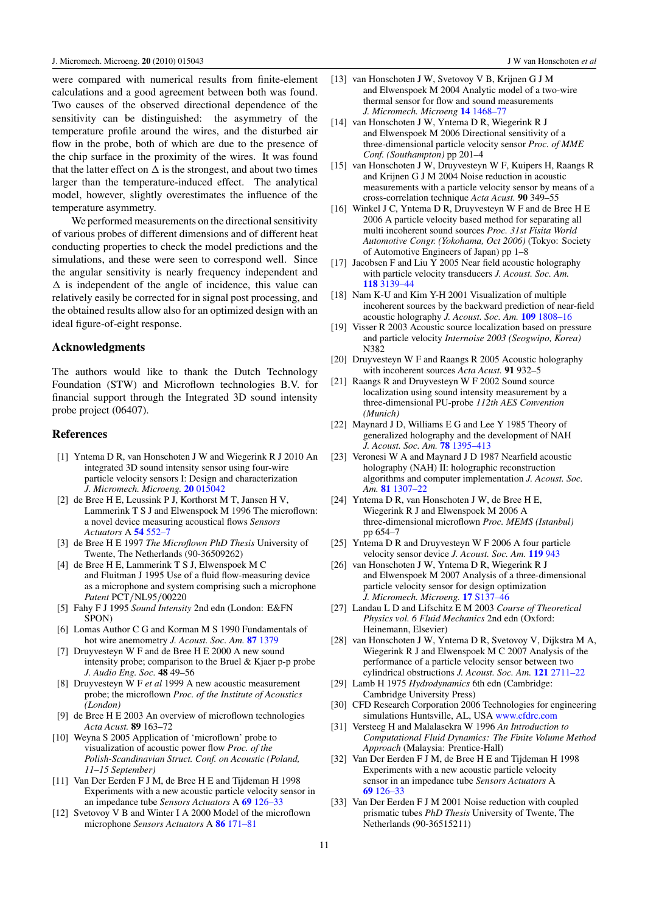were compared with numerical results from finite-element calculations and a good agreement between both was found. Two causes of the observed directional dependence of the sensitivity can be distinguished: the asymmetry of the temperature profile around the wires, and the disturbed air flow in the probe, both of which are due to the presence of the chip surface in the proximity of the wires. It was found that the latter effect on $\Delta$ is the strongest, and about two times larger than the temperature-induced effect. The analytical model, however, slightly overestimates the influence of the temperature asymmetry.

We performed measurements on the directional sensitivity of various probes of different dimensions and of different heat conducting properties to check the model predictions and the simulations, and these were seen to correspond well. Since the angular sensitivity is nearly frequency independent and $\Delta$ is independent of the angle of incidence, this value can relatively easily be corrected for in signal post processing, and the obtained results allow also for an optimized design with an ideal figure-of-eight response.

## Acknowledgments

The authors would like to thank the Dutch Technology Foundation (STW) and Microflown technologies B.V. for financial support through the Integrated 3D sound intensity probe project (06407).

## References

[1] Yntema D R, van Honschoten J W and Wiegerink R J 2010 An integrated 3D sound intensity sensor using four-wire particle velocity sensors I: Design and characterization *J. Micromech. Microeng.* **20** 015042

[2] de Bree H E, Leussink P J, Korthorst M T, Jansen H V, Lammerink T S J and Elwenspoek M 1996 The microflown: a novel device measuring acoustical flows *Sensors Actuators* A **54** 552–7

[3] de Bree H E 1997 *The Microflown PhD Thesis* University of Twente, The Netherlands (90-36509262)

[4] de Bree H E, Lammerink T S J, Elwenspoek M C and Fluitman J 1995 Use of a fluid flow-measuring device as a microphone and system comprising such a microphone *Patent* PCT/NL95/00220

[5] Fahy F J 1995 *Sound Intensity* 2nd edn (London: E&FN SPON)

[6] Lomas Author C G and Korman M S 1990 Fundamentals of hot wire anemometry *J. Acoust. Soc. Am.* **87** 1379

[7] Druyvesteyn W F and de Bree H E 2000 A new sound intensity probe; comparison to the Bruel & Kjaer p-p probe *J. Audio Eng. Soc.* **48** 49–56

[8] Druyvesteyn W F *et al* 1999 A new acoustic measurement probe; the microflown *Proc. of the Institute of Acoustics (London)*

[9] de Bree H E 2003 An overview of microflown technologies *Acta Acust.* **89** 163–72

[10] Weyna S 2005 Application of 'microflown' probe to visualization of acoustic power flow *Proc. of the Polish-Scandinavian Struct. Conf. on Acoustic (Poland, 11–15 September)*

[11] Van Der Eerden F J M, de Bree H E and Tijdeman H 1998 Experiments with a new acoustic particle velocity sensor in an impedance tube *Sensors Actuators* A **69** 126–33

[12] Svetovoy V B and Winter I A 2000 Model of the microflown microphone *Sensors Actuators* A **86** 171–81

[13] van Honschoten J W, Svetovoy V B, Krijnen G J M and Elwenspoek M 2004 Analytic model of a two-wire thermal sensor for flow and sound measurements *J. Micromech. Microeng* **14** 1468–77

[14] van Honschoten J W, Yntema D R, Wiegerink R J and Elwenspoek M 2006 Directional sensitivity of a three-dimensional particle velocity sensor *Proc. of MME Conf. (Southampton)* pp 201–4

[15] van Honschoten J W, Druyvesteyn W F, Kuipers H, Raangs R and Krijnen G J M 2004 Noise reduction in acoustic measurements with a particle velocity sensor by means of a cross-correlation technique *Acta Acust.* **90** 349–55

[16] Winkel J C, Yntema D R, Druyvesteyn W F and de Bree H E 2006 A particle velocity based method for separating all multi incoherent sound sources *Proc. 31st Fisita World Automotive Congr. (Yokohama, Oct 2006)* (Tokyo: Society of Automotive Engineers of Japan) pp 1–8

[17] Jacobsen F and Liu Y 2005 Near field acoustic holography with particle velocity transducers *J. Acoust. Soc. Am.* **118** 3139–44

[18] Nam K-U and Kim Y-H 2001 Visualization of multiple incoherent sources by the backward prediction of near-field acoustic holography *J. Acoust. Soc. Am.* **109** 1808–16

[19] Visser R 2003 Acoustic source localization based on pressure and particle velocity *Internoise 2003 (Seogwipo, Korea)* N382

[20] Druyvesteyn W F and Raangs R 2005 Acoustic holography with incoherent sources *Acta Acust.* **91** 932–5

[21] Raangs R and Druyvesteyn W F 2002 Sound source localization using sound intensity measurement by a three-dimensional PU-probe *112th AES Convention (Munich)*

[22] Maynard J D, Williams E G and Lee Y 1985 Theory of generalized holography and the development of NAH *J. Acoust. Soc. Am.* **78** 1395–413

[23] Veronesi W A and Maynard J D 1987 Nearfield acoustic holography (NAH) II: holographic reconstruction algorithms and computer implementation *J. Acoust. Soc. Am.* **81** 1307–22

[24] Yntema D R, van Honschoten J W, de Bree H E, Wiegerink R J and Elwenspoek M 2006 A three-dimensional microflown *Proc. MEMS (Istanbul)* pp 654–7

[25] Yntema D R and Druyvesteyn W F 2006 A four particle velocity sensor device *J. Acoust. Soc. Am.* **119** 943

[26] van Honschoten J W, Yntema D R, Wiegerink R J and Elwenspoek M 2007 Analysis of a three-dimensional particle velocity sensor for design optimization *J. Micromech. Microeng.* **17** S137–46

[27] Landau L D and Lifschitz E M 2003 *Course of Theoretical Physics vol. 6 Fluid Mechanics* 2nd edn (Oxford: Heinemann, Elsevier)

[28] van Honschoten J W, Yntema D R, Svetovoy V, Dijkstra M A, Wiegerink R J and Elwenspoek M C 2007 Analysis of the performance of a particle velocity sensor between two cylindrical obstructions *J. Acoust. Soc. Am.* **121** 2711–22

[29] Lamb H 1975 *Hydrodynamics* 6th edn (Cambridge: Cambridge University Press)

[30] CFD Research Corporation 2006 Technologies for engineering simulations Huntsville, AL, USA www.cfdrc.com

[31] Versteeg H and Malalasekra W 1996 *An Introduction to Computational Fluid Dynamics: The Finite Volume Method Approach* (Malaysia: Prentice-Hall)

[32] Van Der Eerden F J M, de Bree H E and Tijdeman H 1998 Experiments with a new acoustic particle velocity sensor in an impedance tube *Sensors Actuators* A **69** 126–33

[33] Van Der Eerden F J M 2001 Noise reduction with coupled prismatic tubes *PhD Thesis* University of Twente, The Netherlands (90-36515211)